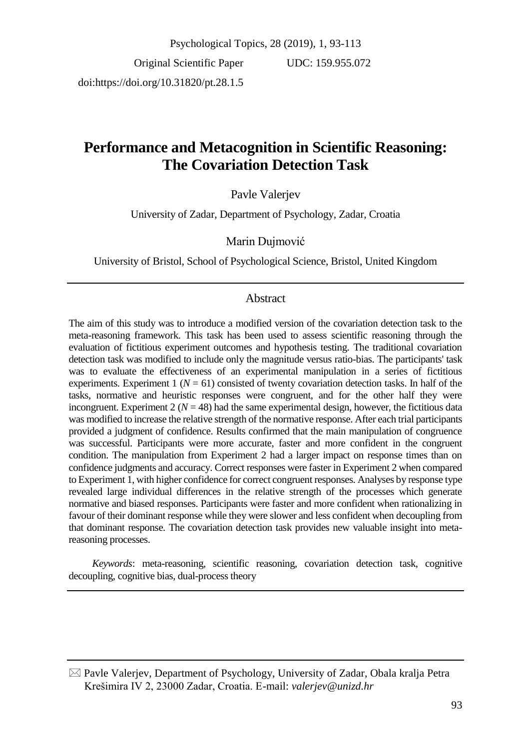Psychological Topics, 28 (2019), 1, 93-113

Original Scientific Paper UDC: 159.955.072

doi:https://doi.org/10.31820/pt.28.1.5

# Performance and Metacognition in Scientific Reasoning: The Covariation Detection Task

Pavle Valerjev

University of Zadar, Department of Psychology, Zadar, Croatia

Marin Dujmović

University of Bristol, School of Psychological Science, Bristol, United Kingdom

## Abstract

The aim of this study was to introduce a modified version of the covariation detection task to the meta-reasoning framework. This task has been used to assess scientific reasoning through the evaluation of fictitious experiment outcomes and hypothesis testing. The traditional covariation detection task was modified to include only the magnitude versus ratio-bias. The participants' task was to evaluate the effectiveness of an experimental manipulation in a series of fictitious experiments. Experiment 1 ($N = 61$) consisted of twenty covariation detection tasks. In half of the tasks, normative and heuristic responses were congruent, and for the other half they were incongruent. Experiment 2 ($N = 48$) had the same experimental design, however, the fictitious data was modified to increase the relative strength of the normative response. After each trial participants provided a judgment of confidence. Results confirmed that the main manipulation of congruence was successful. Participants were more accurate, faster and more confident in the congruent condition. The manipulation from Experiment 2 had a larger impact on response times than on confidence judgments and accuracy. Correct responses were faster in Experiment 2 when compared to Experiment 1, with higher confidence for correct congruent responses. Analyses by response type revealed large individual differences in the relative strength of the processes which generate normative and biased responses. Participants were faster and more confident when rationalizing in favour of their dominant response while they were slower and less confident when decoupling from that dominant response. The covariation detection task provides new valuable insight into meta-reasoning processes.

*Keywords*: meta-reasoning, scientific reasoning, covariation detection task, cognitive decoupling, cognitive bias, dual-process theory

---

✉ Pavle Valerjev, Department of Psychology, University of Zadar, Obala kralja Petra Krešimira IV 2, 23000 Zadar, Croatia. E-mail: *valerjev@unizd.hr*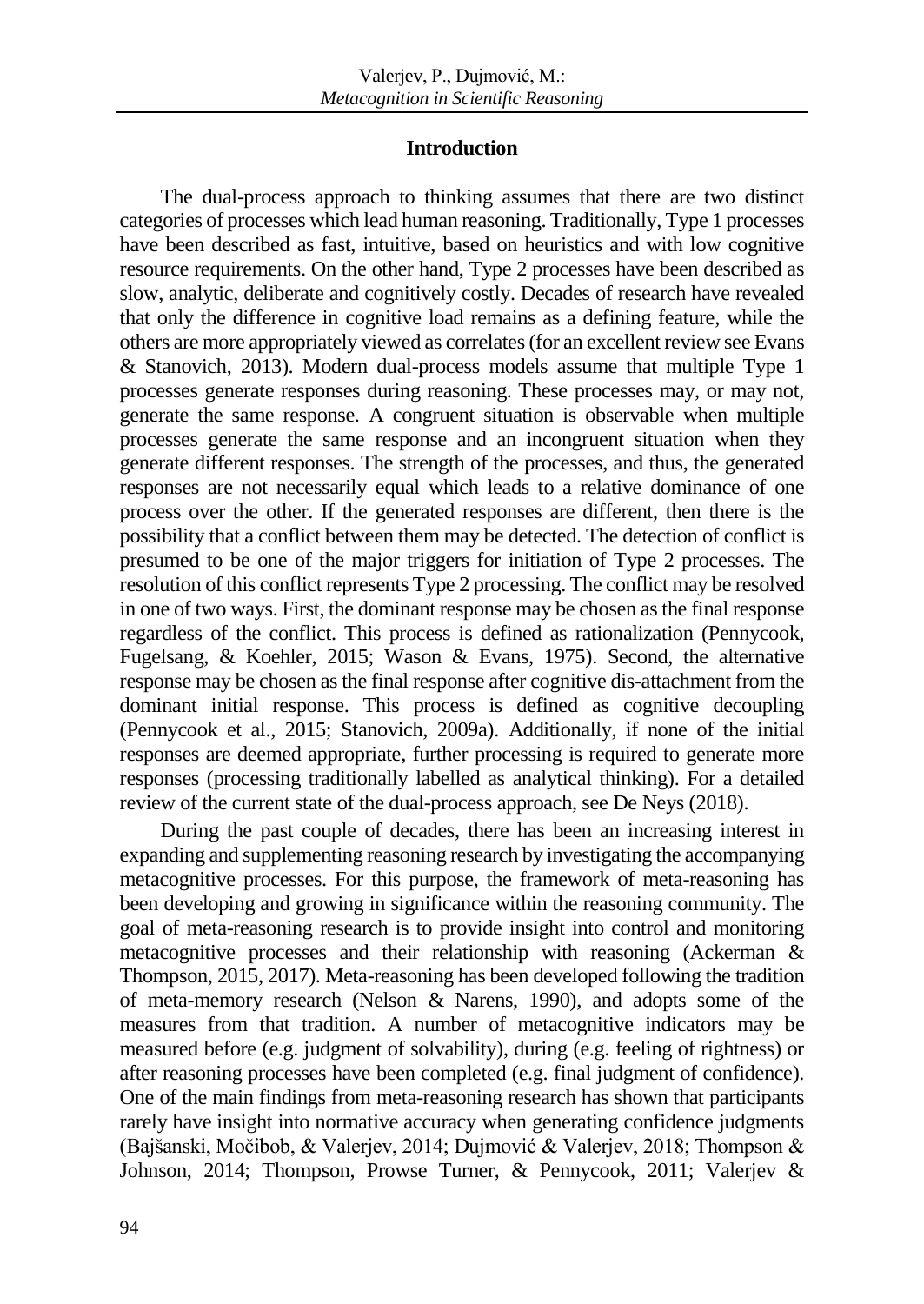## Introduction

The dual-process approach to thinking assumes that there are two distinct categories of processes which lead human reasoning. Traditionally, Type 1 processes have been described as fast, intuitive, based on heuristics and with low cognitive resource requirements. On the other hand, Type 2 processes have been described as slow, analytic, deliberate and cognitively costly. Decades of research have revealed that only the difference in cognitive load remains as a defining feature, while the others are more appropriately viewed as correlates (for an excellent review see Evans & Stanovich, 2013). Modern dual-process models assume that multiple Type 1 processes generate responses during reasoning. These processes may, or may not, generate the same response. A congruent situation is observable when multiple processes generate the same response and an incongruent situation when they generate different responses. The strength of the processes, and thus, the generated responses are not necessarily equal which leads to a relative dominance of one process over the other. If the generated responses are different, then there is the possibility that a conflict between them may be detected. The detection of conflict is presumed to be one of the major triggers for initiation of Type 2 processes. The resolution of this conflict represents Type 2 processing. The conflict may be resolved in one of two ways. First, the dominant response may be chosen as the final response regardless of the conflict. This process is defined as rationalization (Pennycook, Fugelsang, & Koehler, 2015; Wason & Evans, 1975). Second, the alternative response may be chosen as the final response after cognitive dis-attachment from the dominant initial response. This process is defined as cognitive decoupling (Pennycook et al., 2015; Stanovich, 2009a). Additionally, if none of the initial responses are deemed appropriate, further processing is required to generate more responses (processing traditionally labelled as analytical thinking). For a detailed review of the current state of the dual-process approach, see De Neys (2018).

During the past couple of decades, there has been an increasing interest in expanding and supplementing reasoning research by investigating the accompanying metacognitive processes. For this purpose, the framework of meta-reasoning has been developing and growing in significance within the reasoning community. The goal of meta-reasoning research is to provide insight into control and monitoring metacognitive processes and their relationship with reasoning (Ackerman & Thompson, 2015, 2017). Meta-reasoning has been developed following the tradition of meta-memory research (Nelson & Narens, 1990), and adopts some of the measures from that tradition. A number of metacognitive indicators may be measured before (e.g. judgment of solvability), during (e.g. feeling of rightness) or after reasoning processes have been completed (e.g. final judgment of confidence). One of the main findings from meta-reasoning research has shown that participants rarely have insight into normative accuracy when generating confidence judgments (Bajšanski, Močibob, & Valerjev, 2014; Dujmović & Valerjev, 2018; Thompson & Johnson, 2014; Thompson, Prowse Turner, & Pennycook, 2011; Valerjev &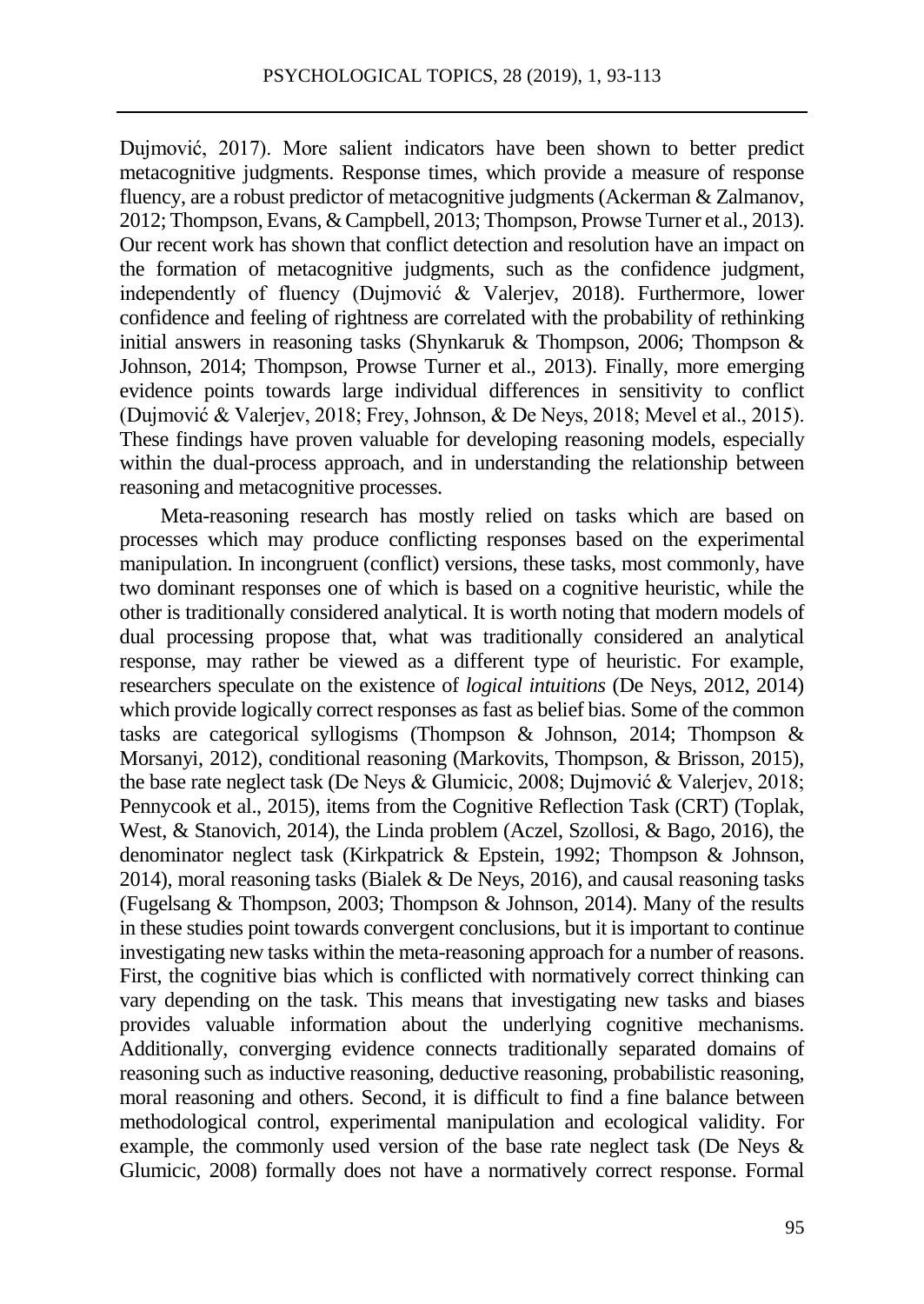Dujmović, 2017). More salient indicators have been shown to better predict metacognitive judgments. Response times, which provide a measure of response fluency, are a robust predictor of metacognitive judgments (Ackerman & Zalmanov, 2012; Thompson, Evans, & Campbell, 2013; Thompson, Prowse Turner et al., 2013). Our recent work has shown that conflict detection and resolution have an impact on the formation of metacognitive judgments, such as the confidence judgment, independently of fluency (Dujmović & Valerjev, 2018). Furthermore, lower confidence and feeling of rightness are correlated with the probability of rethinking initial answers in reasoning tasks (Shynkaruk & Thompson, 2006; Thompson & Johnson, 2014; Thompson, Prowse Turner et al., 2013). Finally, more emerging evidence points towards large individual differences in sensitivity to conflict (Dujmović & Valerjev, 2018; Frey, Johnson, & De Neys, 2018; Mevel et al., 2015). These findings have proven valuable for developing reasoning models, especially within the dual-process approach, and in understanding the relationship between reasoning and metacognitive processes.

Meta-reasoning research has mostly relied on tasks which are based on processes which may produce conflicting responses based on the experimental manipulation. In incongruent (conflict) versions, these tasks, most commonly, have two dominant responses one of which is based on a cognitive heuristic, while the other is traditionally considered analytical. It is worth noting that modern models of dual processing propose that, what was traditionally considered an analytical response, may rather be viewed as a different type of heuristic. For example, researchers speculate on the existence of *logical intuitions* (De Neys, 2012, 2014) which provide logically correct responses as fast as belief bias. Some of the common tasks are categorical syllogisms (Thompson & Johnson, 2014; Thompson & Morsanyi, 2012), conditional reasoning (Markovits, Thompson, & Brisson, 2015), the base rate neglect task (De Neys & Glumicic, 2008; Dujmović & Valerjev, 2018; Pennycook et al., 2015), items from the Cognitive Reflection Task (CRT) (Toplak, West, & Stanovich, 2014), the Linda problem (Aczel, Szollosi, & Bago, 2016), the denominator neglect task (Kirkpatrick & Epstein, 1992; Thompson & Johnson, 2014), moral reasoning tasks (Bialek & De Neys, 2016), and causal reasoning tasks (Fugelsang & Thompson, 2003; Thompson & Johnson, 2014). Many of the results in these studies point towards convergent conclusions, but it is important to continue investigating new tasks within the meta-reasoning approach for a number of reasons. First, the cognitive bias which is conflicted with normatively correct thinking can vary depending on the task. This means that investigating new tasks and biases provides valuable information about the underlying cognitive mechanisms. Additionally, converging evidence connects traditionally separated domains of reasoning such as inductive reasoning, deductive reasoning, probabilistic reasoning, moral reasoning and others. Second, it is difficult to find a fine balance between methodological control, experimental manipulation and ecological validity. For example, the commonly used version of the base rate neglect task (De Neys & Glumicic, 2008) formally does not have a normatively correct response. Formal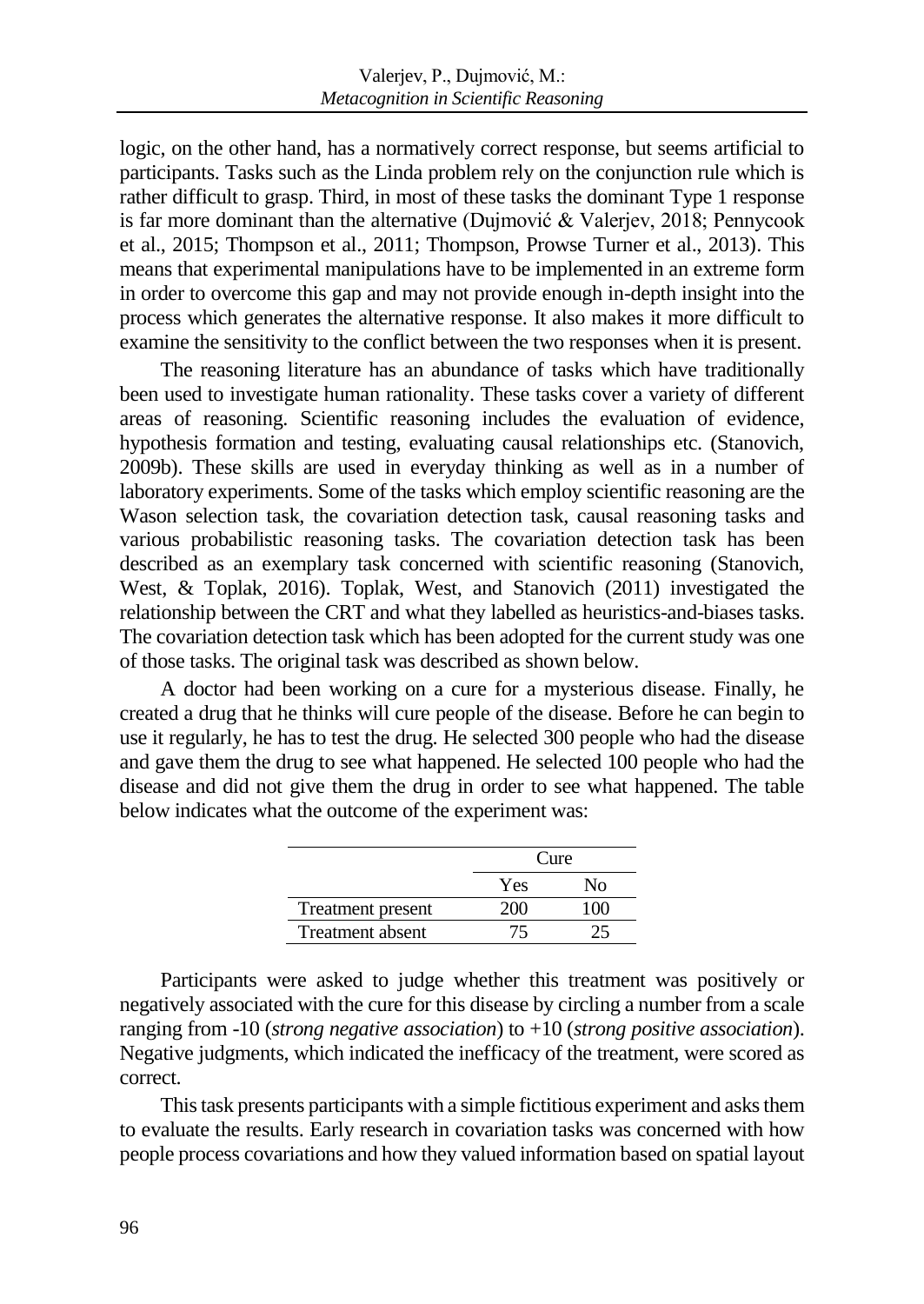logic, on the other hand, has a normatively correct response, but seems artificial to participants. Tasks such as the Linda problem rely on the conjunction rule which is rather difficult to grasp. Third, in most of these tasks the dominant Type 1 response is far more dominant than the alternative (Dujmović & Valerjev, 2018; Pennycook et al., 2015; Thompson et al., 2011; Thompson, Prowse Turner et al., 2013). This means that experimental manipulations have to be implemented in an extreme form in order to overcome this gap and may not provide enough in-depth insight into the process which generates the alternative response. It also makes it more difficult to examine the sensitivity to the conflict between the two responses when it is present.

The reasoning literature has an abundance of tasks which have traditionally been used to investigate human rationality. These tasks cover a variety of different areas of reasoning. Scientific reasoning includes the evaluation of evidence, hypothesis formation and testing, evaluating causal relationships etc. (Stanovich, 2009b). These skills are used in everyday thinking as well as in a number of laboratory experiments. Some of the tasks which employ scientific reasoning are the Wason selection task, the covariation detection task, causal reasoning tasks and various probabilistic reasoning tasks. The covariation detection task has been described as an exemplary task concerned with scientific reasoning (Stanovich, West, & Toplak, 2016). Toplak, West, and Stanovich (2011) investigated the relationship between the CRT and what they labelled as heuristics-and-biases tasks. The covariation detection task which has been adopted for the current study was one of those tasks. The original task was described as shown below.

A doctor had been working on a cure for a mysterious disease. Finally, he created a drug that he thinks will cure people of the disease. Before he can begin to use it regularly, he has to test the drug. He selected 300 people who had the disease and gave them the drug to see what happened. He selected 100 people who had the disease and did not give them the drug in order to see what happened. The table below indicates what the outcome of the experiment was:

| | Cure | |
|---|---|---|
| | Yes | No |
| Treatment present | 200 | 100 |
| Treatment absent | 75 | 25 |

Participants were asked to judge whether this treatment was positively or negatively associated with the cure for this disease by circling a number from a scale ranging from -10 (*strong negative association*) to +10 (*strong positive association*). Negative judgments, which indicated the inefficacy of the treatment, were scored as correct.

This task presents participants with a simple fictitious experiment and asks them to evaluate the results. Early research in covariation tasks was concerned with how people process covariations and how they valued information based on spatial layout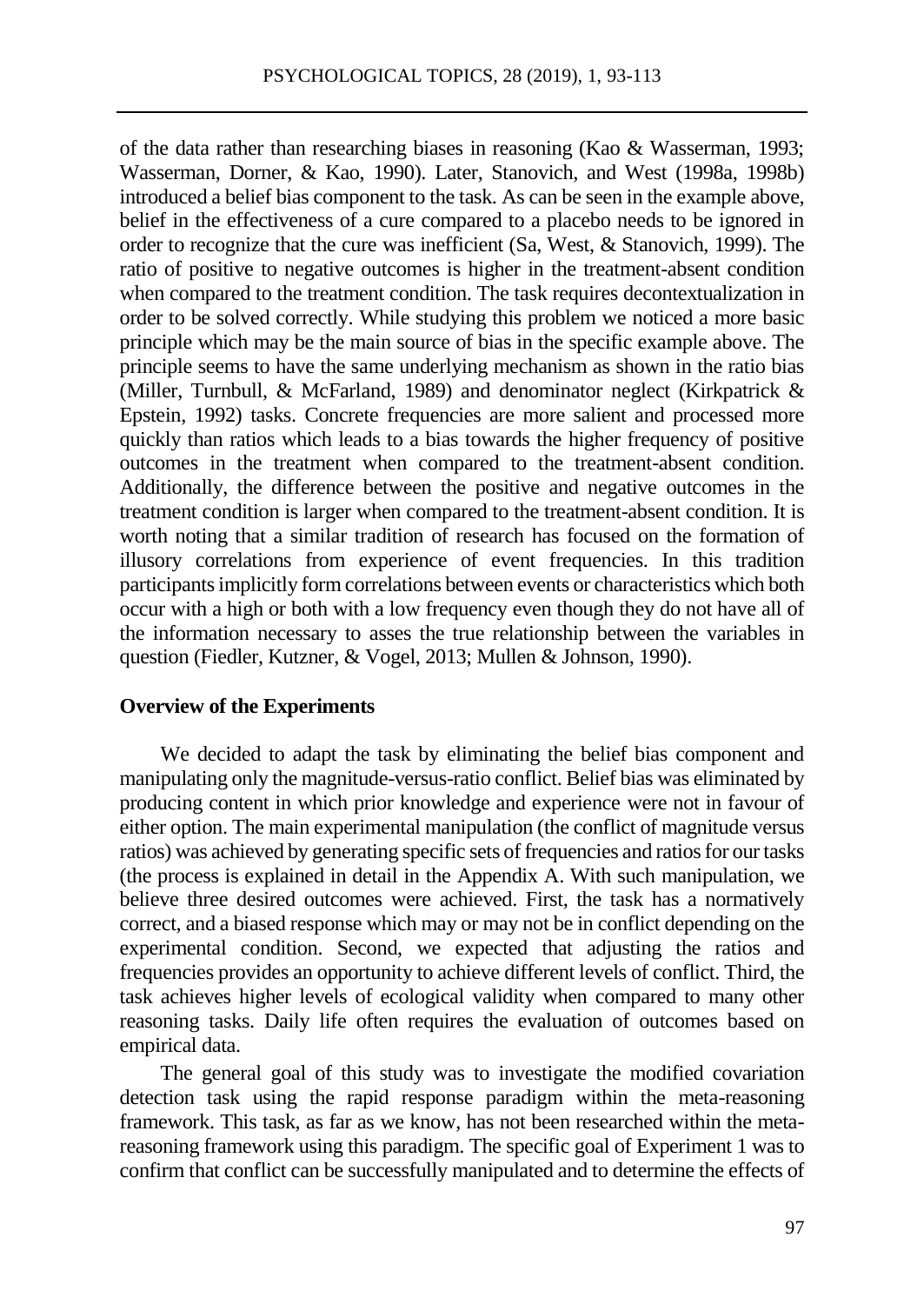of the data rather than researching biases in reasoning (Kao & Wasserman, 1993; Wasserman, Dorner, & Kao, 1990). Later, Stanovich, and West (1998a, 1998b) introduced a belief bias component to the task. As can be seen in the example above, belief in the effectiveness of a cure compared to a placebo needs to be ignored in order to recognize that the cure was inefficient (Sa, West, & Stanovich, 1999). The ratio of positive to negative outcomes is higher in the treatment-absent condition when compared to the treatment condition. The task requires decontextualization in order to be solved correctly. While studying this problem we noticed a more basic principle which may be the main source of bias in the specific example above. The principle seems to have the same underlying mechanism as shown in the ratio bias (Miller, Turnbull, & McFarland, 1989) and denominator neglect (Kirkpatrick & Epstein, 1992) tasks. Concrete frequencies are more salient and processed more quickly than ratios which leads to a bias towards the higher frequency of positive outcomes in the treatment when compared to the treatment-absent condition. Additionally, the difference between the positive and negative outcomes in the treatment condition is larger when compared to the treatment-absent condition. It is worth noting that a similar tradition of research has focused on the formation of illusory correlations from experience of event frequencies. In this tradition participants implicitly form correlations between events or characteristics which both occur with a high or both with a low frequency even though they do not have all of the information necessary to asses the true relationship between the variables in question (Fiedler, Kutzner, & Vogel, 2013; Mullen & Johnson, 1990).

**Overview of the Experiments**

We decided to adapt the task by eliminating the belief bias component and manipulating only the magnitude-versus-ratio conflict. Belief bias was eliminated by producing content in which prior knowledge and experience were not in favour of either option. The main experimental manipulation (the conflict of magnitude versus ratios) was achieved by generating specific sets of frequencies and ratios for our tasks (the process is explained in detail in the Appendix A. With such manipulation, we believe three desired outcomes were achieved. First, the task has a normatively correct, and a biased response which may or may not be in conflict depending on the experimental condition. Second, we expected that adjusting the ratios and frequencies provides an opportunity to achieve different levels of conflict. Third, the task achieves higher levels of ecological validity when compared to many other reasoning tasks. Daily life often requires the evaluation of outcomes based on empirical data.

The general goal of this study was to investigate the modified covariation detection task using the rapid response paradigm within the meta-reasoning framework. This task, as far as we know, has not been researched within the meta-reasoning framework using this paradigm. The specific goal of Experiment 1 was to confirm that conflict can be successfully manipulated and to determine the effects of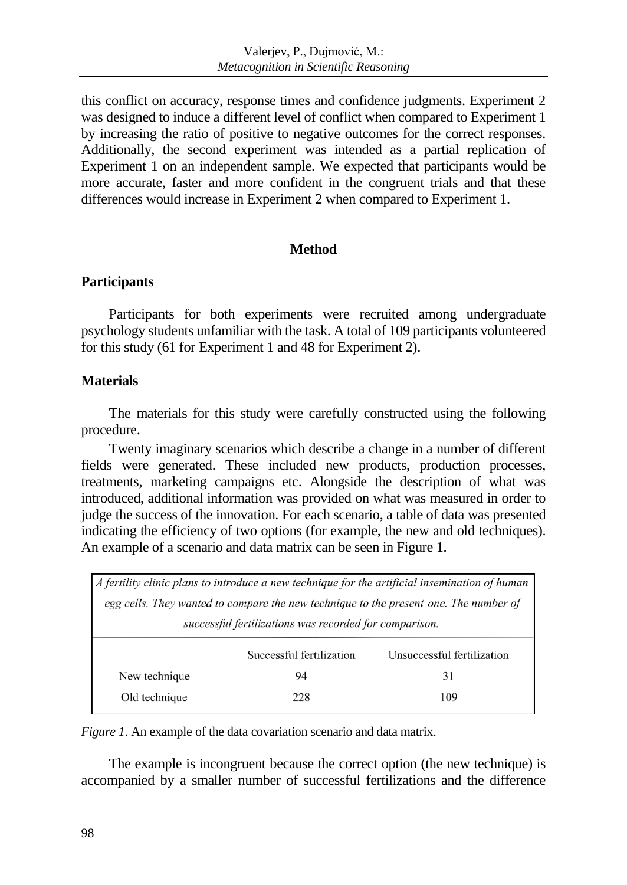this conflict on accuracy, response times and confidence judgments. Experiment 2 was designed to induce a different level of conflict when compared to Experiment 1 by increasing the ratio of positive to negative outcomes for the correct responses. Additionally, the second experiment was intended as a partial replication of Experiment 1 on an independent sample. We expected that participants would be more accurate, faster and more confident in the congruent trials and that these differences would increase in Experiment 2 when compared to Experiment 1.

## Method

### Participants

Participants for both experiments were recruited among undergraduate psychology students unfamiliar with the task. A total of 109 participants volunteered for this study (61 for Experiment 1 and 48 for Experiment 2).

### Materials

The materials for this study were carefully constructed using the following procedure.

Twenty imaginary scenarios which describe a change in a number of different fields were generated. These included new products, production processes, treatments, marketing campaigns etc. Alongside the description of what was introduced, additional information was provided on what was measured in order to judge the success of the innovation. For each scenario, a table of data was presented indicating the efficiency of two options (for example, the new and old techniques). An example of a scenario and data matrix can be seen in Figure 1.

*A fertility clinic plans to introduce a new technique for the artificial insemination of human egg cells. They wanted to compare the new technique to the present one. The number of successful fertilizations was recorded for comparison.*

| | Successful fertilization | Unsuccessful fertilization |
|---|---|---|
| New technique | 94 | 31 |
| Old technique | 228 | 109 |

*Figure 1.* An example of the data covariation scenario and data matrix.

The example is incongruent because the correct option (the new technique) is accompanied by a smaller number of successful fertilizations and the difference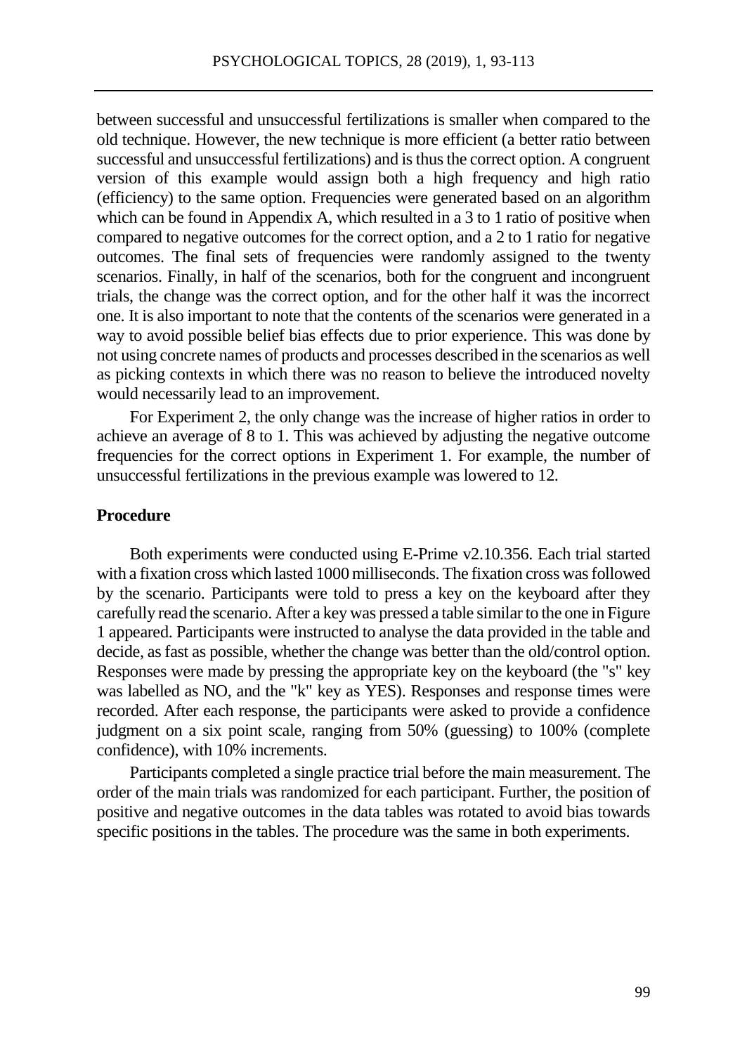between successful and unsuccessful fertilizations is smaller when compared to the old technique. However, the new technique is more efficient (a better ratio between successful and unsuccessful fertilizations) and is thus the correct option. A congruent version of this example would assign both a high frequency and high ratio (efficiency) to the same option. Frequencies were generated based on an algorithm which can be found in Appendix A, which resulted in a 3 to 1 ratio of positive when compared to negative outcomes for the correct option, and a 2 to 1 ratio for negative outcomes. The final sets of frequencies were randomly assigned to the twenty scenarios. Finally, in half of the scenarios, both for the congruent and incongruent trials, the change was the correct option, and for the other half it was the incorrect one. It is also important to note that the contents of the scenarios were generated in a way to avoid possible belief bias effects due to prior experience. This was done by not using concrete names of products and processes described in the scenarios as well as picking contexts in which there was no reason to believe the introduced novelty would necessarily lead to an improvement.

For Experiment 2, the only change was the increase of higher ratios in order to achieve an average of 8 to 1. This was achieved by adjusting the negative outcome frequencies for the correct options in Experiment 1. For example, the number of unsuccessful fertilizations in the previous example was lowered to 12.

### Procedure

Both experiments were conducted using E-Prime v2.10.356. Each trial started with a fixation cross which lasted 1000 milliseconds. The fixation cross was followed by the scenario. Participants were told to press a key on the keyboard after they carefully read the scenario. After a key was pressed a table similar to the one in Figure 1 appeared. Participants were instructed to analyse the data provided in the table and decide, as fast as possible, whether the change was better than the old/control option. Responses were made by pressing the appropriate key on the keyboard (the "s" key was labelled as NO, and the "k" key as YES). Responses and response times were recorded. After each response, the participants were asked to provide a confidence judgment on a six point scale, ranging from 50% (guessing) to 100% (complete confidence), with 10% increments.

Participants completed a single practice trial before the main measurement. The order of the main trials was randomized for each participant. Further, the position of positive and negative outcomes in the data tables was rotated to avoid bias towards specific positions in the tables. The procedure was the same in both experiments.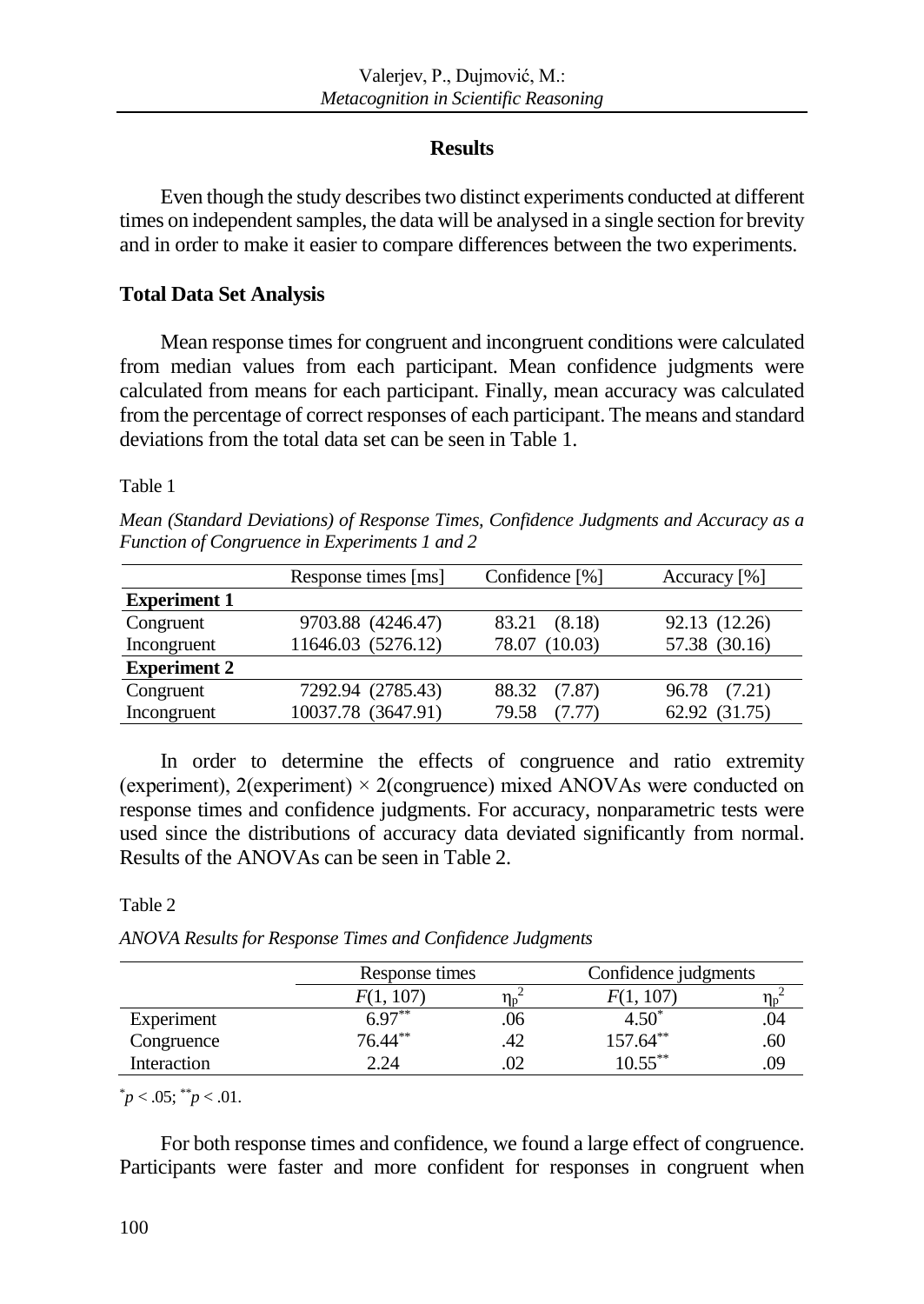## Results

Even though the study describes two distinct experiments conducted at different times on independent samples, the data will be analysed in a single section for brevity and in order to make it easier to compare differences between the two experiments.

### Total Data Set Analysis

Mean response times for congruent and incongruent conditions were calculated from median values from each participant. Mean confidence judgments were calculated from means for each participant. Finally, mean accuracy was calculated from the percentage of correct responses of each participant. The means and standard deviations from the total data set can be seen in Table 1.

Table 1

*Mean (Standard Deviations) of Response Times, Confidence Judgments and Accuracy as a Function of Congruence in Experiments 1 and 2*

| | Response times [ms] | Confidence [%] | Accuracy [%] |
|---|---|---|---|
| **Experiment 1** | | | |
| Congruent | 9703.88 (4246.47) | 83.21 (8.18) | 92.13 (12.26) |
| Incongruent | 11646.03 (5276.12) | 78.07 (10.03) | 57.38 (30.16) |
| **Experiment 2** | | | |
| Congruent | 7292.94 (2785.43) | 88.32 (7.87) | 96.78 (7.21) |
| Incongruent | 10037.78 (3647.91) | 79.58 (7.77) | 62.92 (31.75) |

In order to determine the effects of congruence and ratio extremity (experiment), 2(experiment) × 2(congruence) mixed ANOVAs were conducted on response times and confidence judgments. For accuracy, nonparametric tests were used since the distributions of accuracy data deviated significantly from normal. Results of the ANOVAs can be seen in Table 2.

Table 2

*ANOVA Results for Response Times and Confidence Judgments*

| | Response times | | Confidence judgments | |
|---|---|---|---|---|
| | $F(1, 107)$ | $\eta_p^2$ | $F(1, 107)$ | $\eta_p^2$ |
| Experiment | $6.97^{**}$ | .06 | $4.50^{*}$ | .04 |
| Congruence | $76.44^{**}$ | .42 | $157.64^{**}$ | .60 |
| Interaction | 2.24 | .02 | $10.55^{**}$ | .09 |

$^{*}p < .05$; $^{**}p < .01$.

For both response times and confidence, we found a large effect of congruence. Participants were faster and more confident for responses in congruent when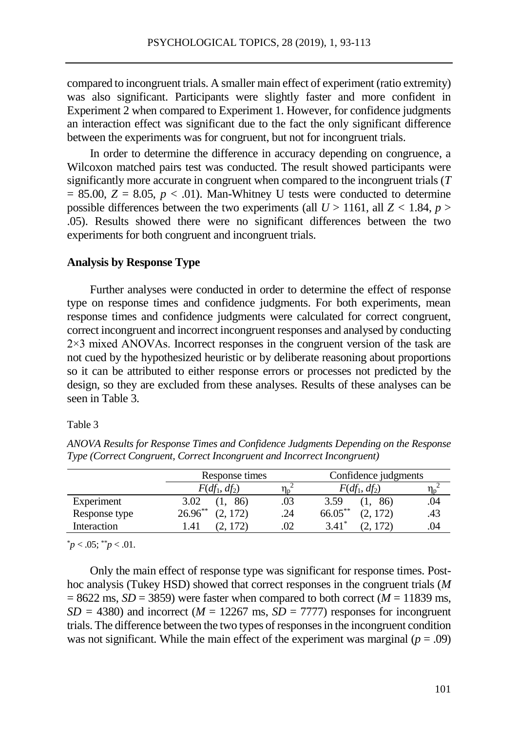compared to incongruent trials. A smaller main effect of experiment (ratio extremity) was also significant. Participants were slightly faster and more confident in Experiment 2 when compared to Experiment 1. However, for confidence judgments an interaction effect was significant due to the fact the only significant difference between the experiments was for congruent, but not for incongruent trials.

In order to determine the difference in accuracy depending on congruence, a Wilcoxon matched pairs test was conducted. The result showed participants were significantly more accurate in congruent when compared to the incongruent trials ($T$ = 85.00, $Z$ = 8.05, $p$ < .01). Man-Whitney U tests were conducted to determine possible differences between the two experiments (all $U$ > 1161, all $Z$ < 1.84, $p$ > .05). Results showed there were no significant differences between the two experiments for both congruent and incongruent trials.

### Analysis by Response Type

Further analyses were conducted in order to determine the effect of response type on response times and confidence judgments. For both experiments, mean response times and confidence judgments were calculated for correct congruent, correct incongruent and incorrect incongruent responses and analysed by conducting 2×3 mixed ANOVAs. Incorrect responses in the congruent version of the task are not cued by the hypothesized heuristic or by deliberate reasoning about proportions so it can be attributed to either response errors or processes not predicted by the design, so they are excluded from these analyses. Results of these analyses can be seen in Table 3.

Table 3

*ANOVA Results for Response Times and Confidence Judgments Depending on the Response Type (Correct Congruent, Correct Incongruent and Incorrect Incongruent)*

| | Response times | | Confidence judgments | |
|---|---|---|---|---|
| | $F(df_1, df_2)$ | $\eta_p^2$ | $F(df_1, df_2)$ | $\eta_p^2$ |
| Experiment | 3.02 (1, 86) | .03 | 3.59 (1, 86) | .04 |
| Response type | $26.96^{**}$ (2, 172) | .24 | $66.05^{**}$ (2, 172) | .43 |
| Interaction | 1.41 (2, 172) | .02 | $3.41^{*}$ (2, 172) | .04 |

$^{*}p < .05$; $^{**}p < .01$.

Only the main effect of response type was significant for response times. Post-hoc analysis (Tukey HSD) showed that correct responses in the congruent trials ($M$ = 8622 ms, $SD$ = 3859) were faster when compared to both correct ($M$ = 11839 ms, $SD$ = 4380) and incorrect ($M$ = 12267 ms, $SD$ = 7777) responses for incongruent trials. The difference between the two types of responses in the incongruent condition was not significant. While the main effect of the experiment was marginal ($p$ = .09)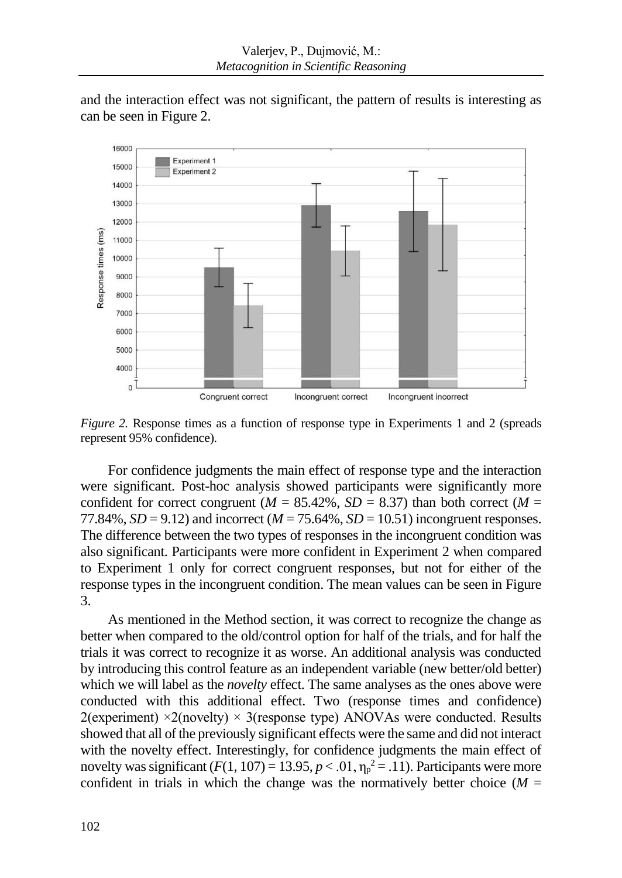and the interaction effect was not significant, the pattern of results is interesting as can be seen in Figure 2.

*Figure 2.* Response times as a function of response type in Experiments 1 and 2 (spreads represent 95% confidence).

For confidence judgments the main effect of response type and the interaction were significant. Post-hoc analysis showed participants were significantly more confident for correct congruent ($M$ = 85.42%, $SD$ = 8.37) than both correct ($M$ = 77.84%, $SD$ = 9.12) and incorrect ($M$ = 75.64%, $SD$ = 10.51) incongruent responses. The difference between the two types of responses in the incongruent condition was also significant. Participants were more confident in Experiment 2 when compared to Experiment 1 only for correct congruent responses, but not for either of the response types in the incongruent condition. The mean values can be seen in Figure 3.

As mentioned in the Method section, it was correct to recognize the change as better when compared to the old/control option for half of the trials, and for half the trials it was correct to recognize it as worse. An additional analysis was conducted by introducing this control feature as an independent variable (new better/old better) which we will label as the *novelty* effect. The same analyses as the ones above were conducted with this additional effect. Two (response times and confidence) 2(experiment) ×2(novelty) × 3(response type) ANOVAs were conducted. Results showed that all of the previously significant effects were the same and did not interact with the novelty effect. Interestingly, for confidence judgments the main effect of novelty was significant ($F(1, 107) = 13.95$, $p < .01$, $\eta_p^2 = .11$). Participants were more confident in trials in which the change was the normatively better choice ($M$ =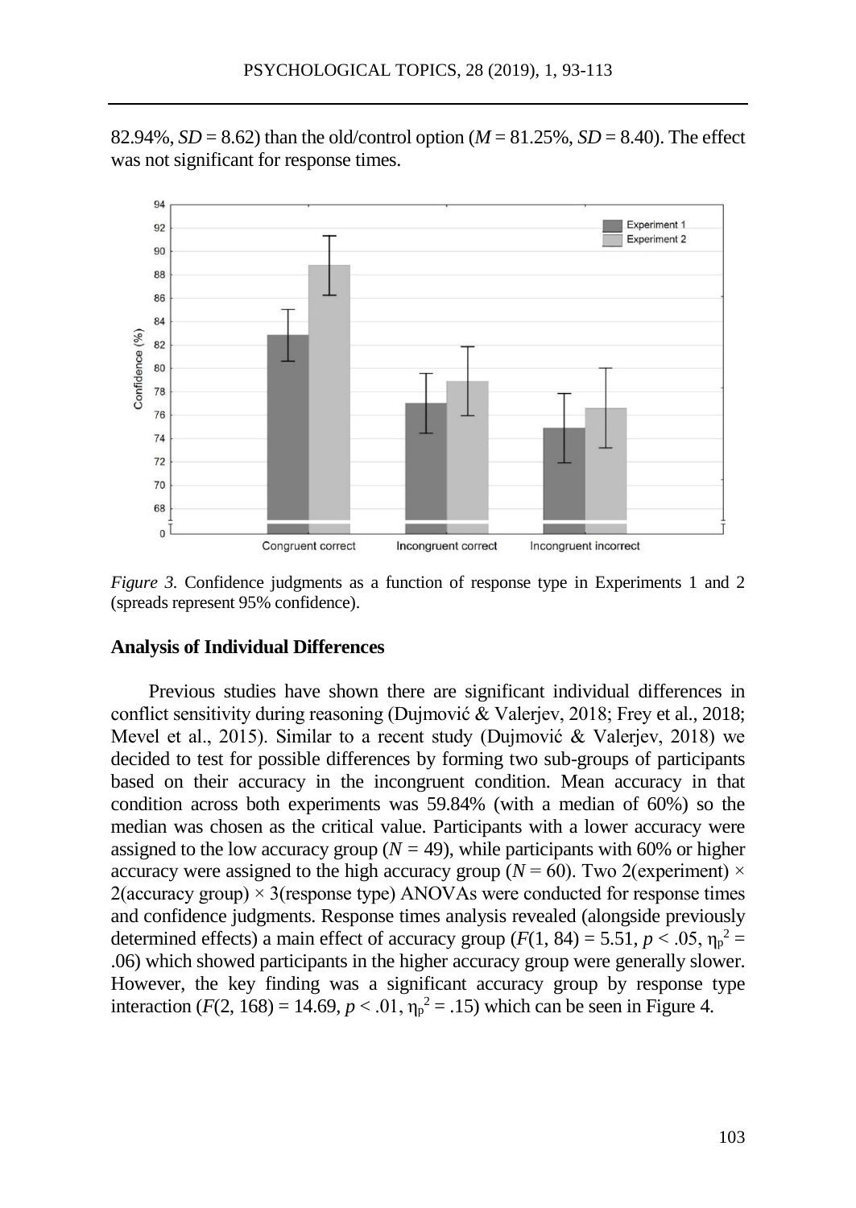82.94%, *SD* = 8.62) than the old/control option (*M* = 81.25%, *SD* = 8.40). The effect was not significant for response times.

*Figure 3.* Confidence judgments as a function of response type in Experiments 1 and 2 (spreads represent 95% confidence).

**Analysis of Individual Differences**

Previous studies have shown there are significant individual differences in conflict sensitivity during reasoning (Dujmović & Valerjev, 2018; Frey et al., 2018; Mevel et al., 2015). Similar to a recent study (Dujmović & Valerjev, 2018) we decided to test for possible differences by forming two sub-groups of participants based on their accuracy in the incongruent condition. Mean accuracy in that condition across both experiments was 59.84% (with a median of 60%) so the median was chosen as the critical value. Participants with a lower accuracy were assigned to the low accuracy group ($N$ = 49), while participants with 60% or higher accuracy were assigned to the high accuracy group ($N$ = 60). Two 2(experiment) × 2(accuracy group) × 3(response type) ANOVAs were conducted for response times and confidence judgments. Response times analysis revealed (alongside previously determined effects) a main effect of accuracy group ($F(1, 84) = 5.51$, $p < .05$, $\eta_p^2 = .06$) which showed participants in the higher accuracy group were generally slower. However, the key finding was a significant accuracy group by response type interaction ($F(2, 168) = 14.69$, $p < .01$, $\eta_p^2 = .15$) which can be seen in Figure 4.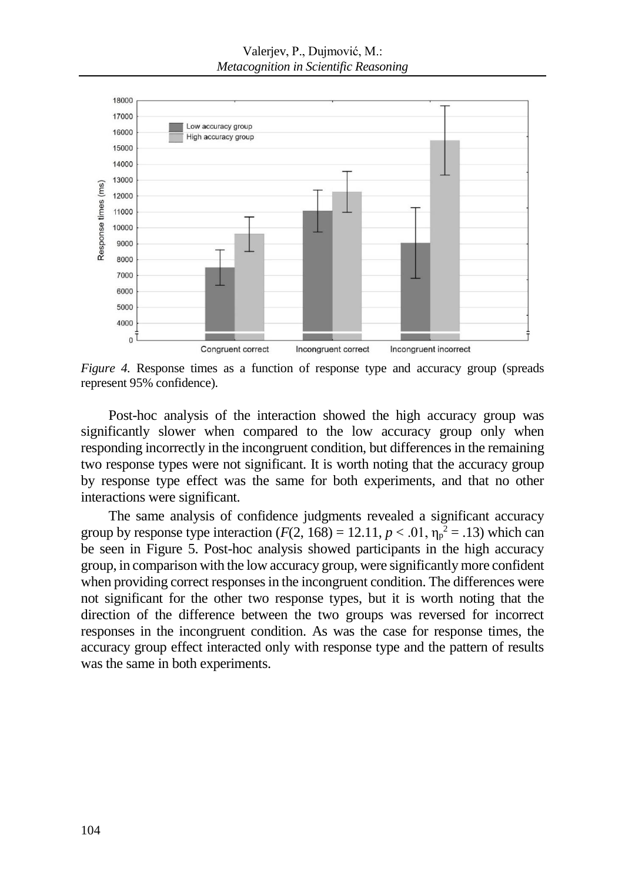*Figure 4.* Response times as a function of response type and accuracy group (spreads represent 95% confidence).

Post-hoc analysis of the interaction showed the high accuracy group was significantly slower when compared to the low accuracy group only when responding incorrectly in the incongruent condition, but differences in the remaining two response types were not significant. It is worth noting that the accuracy group by response type effect was the same for both experiments, and that no other interactions were significant.

The same analysis of confidence judgments revealed a significant accuracy group by response type interaction ($F(2, 168) = 12.11$, $p < .01$, $\eta_p^2 = .13$) which can be seen in Figure 5. Post-hoc analysis showed participants in the high accuracy group, in comparison with the low accuracy group, were significantly more confident when providing correct responses in the incongruent condition. The differences were not significant for the other two response types, but it is worth noting that the direction of the difference between the two groups was reversed for incorrect responses in the incongruent condition. As was the case for response times, the accuracy group effect interacted only with response type and the pattern of results was the same in both experiments.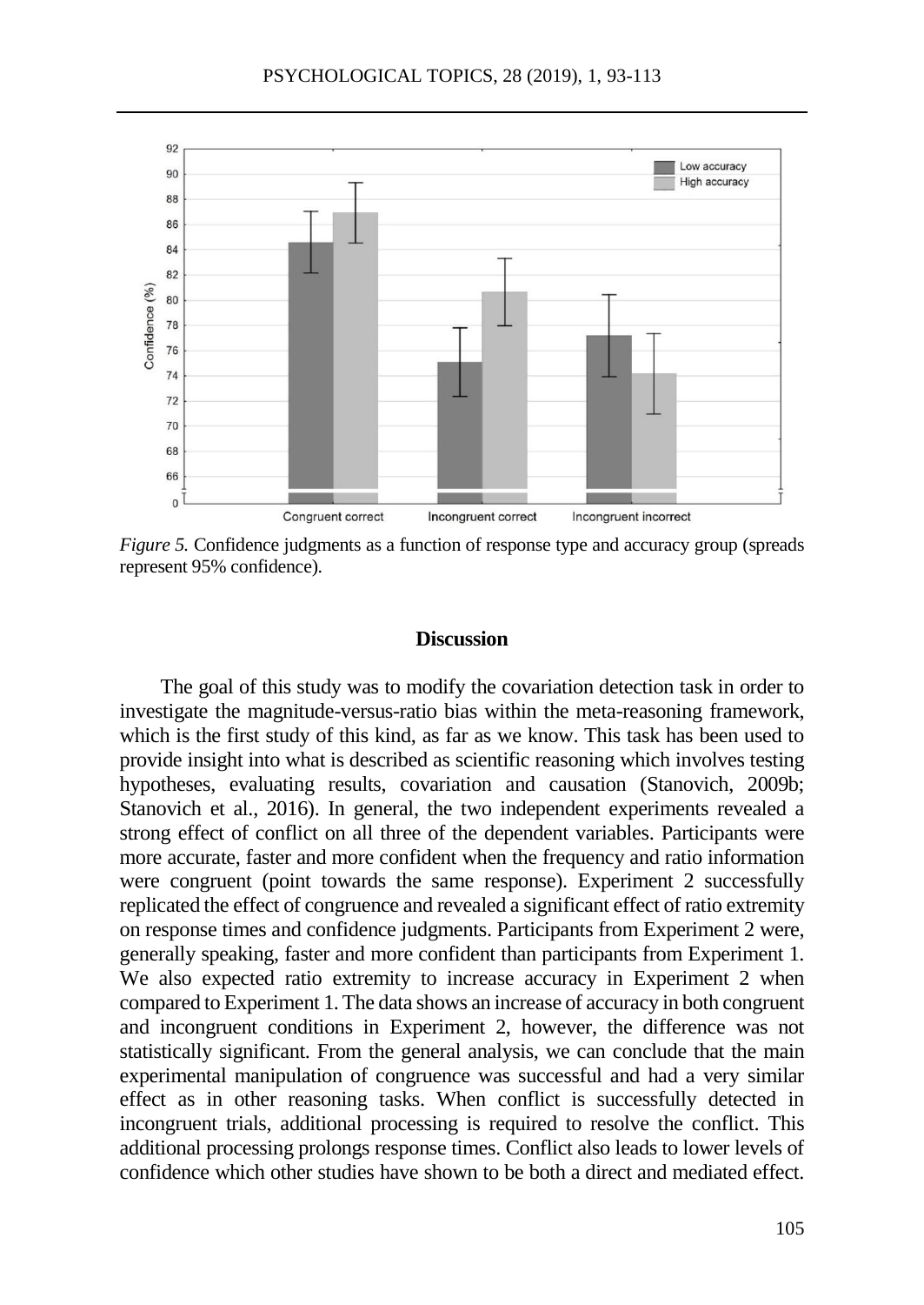*Figure 5.* Confidence judgments as a function of response type and accuracy group (spreads represent 95% confidence).

## Discussion

The goal of this study was to modify the covariation detection task in order to investigate the magnitude-versus-ratio bias within the meta-reasoning framework, which is the first study of this kind, as far as we know. This task has been used to provide insight into what is described as scientific reasoning which involves testing hypotheses, evaluating results, covariation and causation (Stanovich, 2009b; Stanovich et al., 2016). In general, the two independent experiments revealed a strong effect of conflict on all three of the dependent variables. Participants were more accurate, faster and more confident when the frequency and ratio information were congruent (point towards the same response). Experiment 2 successfully replicated the effect of congruence and revealed a significant effect of ratio extremity on response times and confidence judgments. Participants from Experiment 2 were, generally speaking, faster and more confident than participants from Experiment 1. We also expected ratio extremity to increase accuracy in Experiment 2 when compared to Experiment 1. The data shows an increase of accuracy in both congruent and incongruent conditions in Experiment 2, however, the difference was not statistically significant. From the general analysis, we can conclude that the main experimental manipulation of congruence was successful and had a very similar effect as in other reasoning tasks. When conflict is successfully detected in incongruent trials, additional processing is required to resolve the conflict. This additional processing prolongs response times. Conflict also leads to lower levels of confidence which other studies have shown to be both a direct and mediated effect.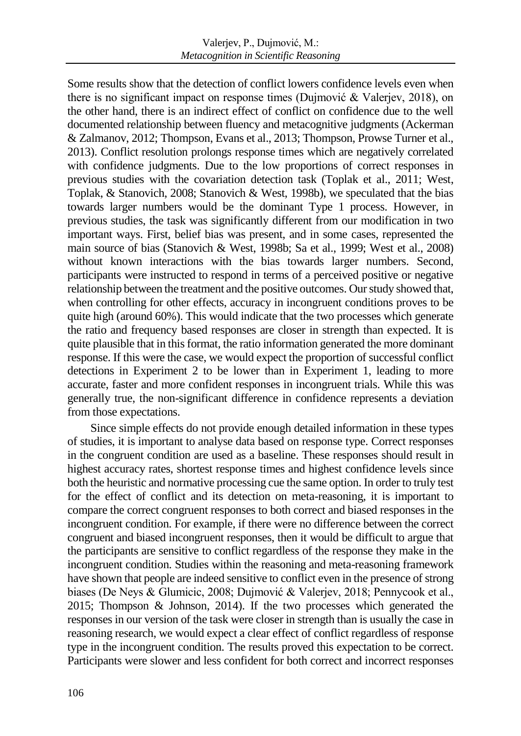Some results show that the detection of conflict lowers confidence levels even when there is no significant impact on response times (Dujmović & Valerjev, 2018), on the other hand, there is an indirect effect of conflict on confidence due to the well documented relationship between fluency and metacognitive judgments (Ackerman & Zalmanov, 2012; Thompson, Evans et al., 2013; Thompson, Prowse Turner et al., 2013). Conflict resolution prolongs response times which are negatively correlated with confidence judgments. Due to the low proportions of correct responses in previous studies with the covariation detection task (Toplak et al., 2011; West, Toplak, & Stanovich, 2008; Stanovich & West, 1998b), we speculated that the bias towards larger numbers would be the dominant Type 1 process. However, in previous studies, the task was significantly different from our modification in two important ways. First, belief bias was present, and in some cases, represented the main source of bias (Stanovich & West, 1998b; Sa et al., 1999; West et al., 2008) without known interactions with the bias towards larger numbers. Second, participants were instructed to respond in terms of a perceived positive or negative relationship between the treatment and the positive outcomes. Our study showed that, when controlling for other effects, accuracy in incongruent conditions proves to be quite high (around 60%). This would indicate that the two processes which generate the ratio and frequency based responses are closer in strength than expected. It is quite plausible that in this format, the ratio information generated the more dominant response. If this were the case, we would expect the proportion of successful conflict detections in Experiment 2 to be lower than in Experiment 1, leading to more accurate, faster and more confident responses in incongruent trials. While this was generally true, the non-significant difference in confidence represents a deviation from those expectations.

Since simple effects do not provide enough detailed information in these types of studies, it is important to analyse data based on response type. Correct responses in the congruent condition are used as a baseline. These responses should result in highest accuracy rates, shortest response times and highest confidence levels since both the heuristic and normative processing cue the same option. In order to truly test for the effect of conflict and its detection on meta-reasoning, it is important to compare the correct congruent responses to both correct and biased responses in the incongruent condition. For example, if there were no difference between the correct congruent and biased incongruent responses, then it would be difficult to argue that the participants are sensitive to conflict regardless of the response they make in the incongruent condition. Studies within the reasoning and meta-reasoning framework have shown that people are indeed sensitive to conflict even in the presence of strong biases (De Neys & Glumicic, 2008; Dujmović & Valerjev, 2018; Pennycook et al., 2015; Thompson & Johnson, 2014). If the two processes which generated the responses in our version of the task were closer in strength than is usually the case in reasoning research, we would expect a clear effect of conflict regardless of response type in the incongruent condition. The results proved this expectation to be correct. Participants were slower and less confident for both correct and incorrect responses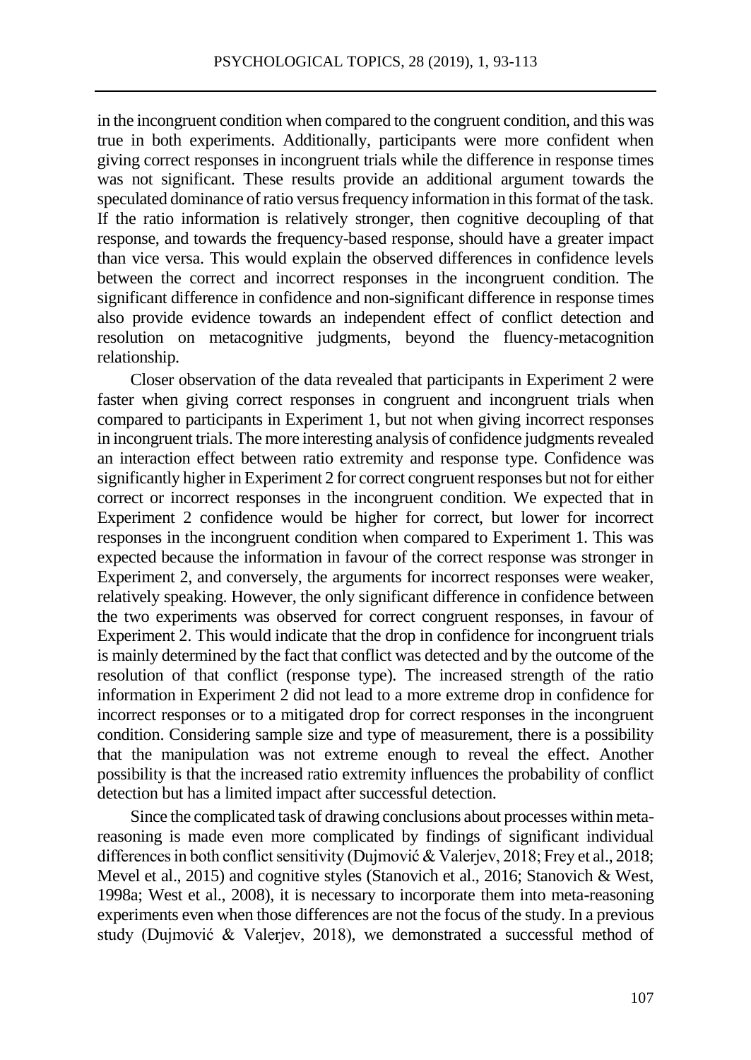in the incongruent condition when compared to the congruent condition, and this was true in both experiments. Additionally, participants were more confident when giving correct responses in incongruent trials while the difference in response times was not significant. These results provide an additional argument towards the speculated dominance of ratio versus frequency information in this format of the task. If the ratio information is relatively stronger, then cognitive decoupling of that response, and towards the frequency-based response, should have a greater impact than vice versa. This would explain the observed differences in confidence levels between the correct and incorrect responses in the incongruent condition. The significant difference in confidence and non-significant difference in response times also provide evidence towards an independent effect of conflict detection and resolution on metacognitive judgments, beyond the fluency-metacognition relationship.

Closer observation of the data revealed that participants in Experiment 2 were faster when giving correct responses in congruent and incongruent trials when compared to participants in Experiment 1, but not when giving incorrect responses in incongruent trials. The more interesting analysis of confidence judgments revealed an interaction effect between ratio extremity and response type. Confidence was significantly higher in Experiment 2 for correct congruent responses but not for either correct or incorrect responses in the incongruent condition. We expected that in Experiment 2 confidence would be higher for correct, but lower for incorrect responses in the incongruent condition when compared to Experiment 1. This was expected because the information in favour of the correct response was stronger in Experiment 2, and conversely, the arguments for incorrect responses were weaker, relatively speaking. However, the only significant difference in confidence between the two experiments was observed for correct congruent responses, in favour of Experiment 2. This would indicate that the drop in confidence for incongruent trials is mainly determined by the fact that conflict was detected and by the outcome of the resolution of that conflict (response type). The increased strength of the ratio information in Experiment 2 did not lead to a more extreme drop in confidence for incorrect responses or to a mitigated drop for correct responses in the incongruent condition. Considering sample size and type of measurement, there is a possibility that the manipulation was not extreme enough to reveal the effect. Another possibility is that the increased ratio extremity influences the probability of conflict detection but has a limited impact after successful detection.

Since the complicated task of drawing conclusions about processes within meta-reasoning is made even more complicated by findings of significant individual differences in both conflict sensitivity (Dujmović & Valerjev, 2018; Frey et al., 2018; Mevel et al., 2015) and cognitive styles (Stanovich et al., 2016; Stanovich & West, 1998a; West et al., 2008), it is necessary to incorporate them into meta-reasoning experiments even when those differences are not the focus of the study. In a previous study (Dujmović & Valerjev, 2018), we demonstrated a successful method of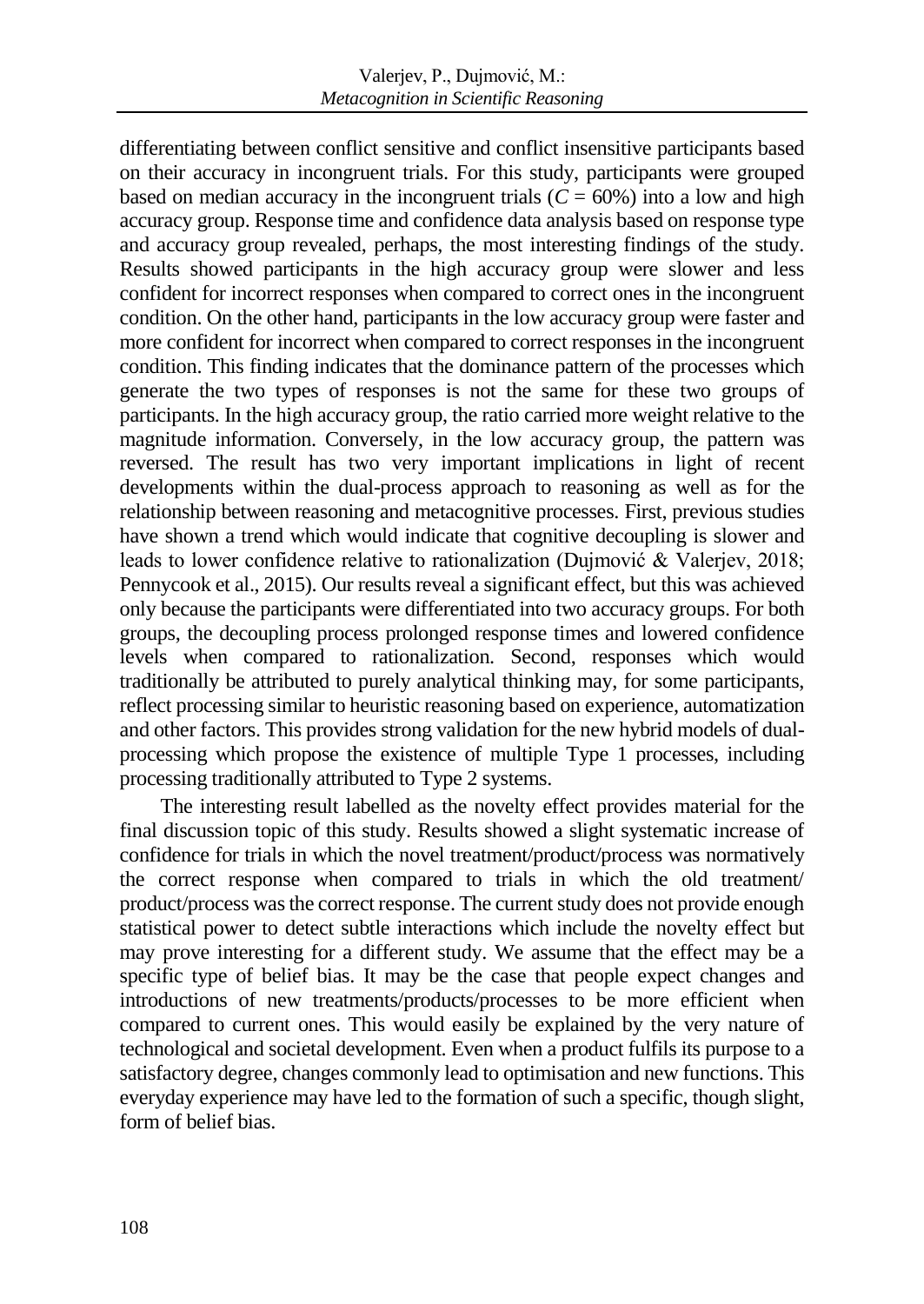differentiating between conflict sensitive and conflict insensitive participants based on their accuracy in incongruent trials. For this study, participants were grouped based on median accuracy in the incongruent trials ($C = 60\%$) into a low and high accuracy group. Response time and confidence data analysis based on response type and accuracy group revealed, perhaps, the most interesting findings of the study. Results showed participants in the high accuracy group were slower and less confident for incorrect responses when compared to correct ones in the incongruent condition. On the other hand, participants in the low accuracy group were faster and more confident for incorrect when compared to correct responses in the incongruent condition. This finding indicates that the dominance pattern of the processes which generate the two types of responses is not the same for these two groups of participants. In the high accuracy group, the ratio carried more weight relative to the magnitude information. Conversely, in the low accuracy group, the pattern was reversed. The result has two very important implications in light of recent developments within the dual-process approach to reasoning as well as for the relationship between reasoning and metacognitive processes. First, previous studies have shown a trend which would indicate that cognitive decoupling is slower and leads to lower confidence relative to rationalization (Dujmović & Valerjev, 2018; Pennycook et al., 2015). Our results reveal a significant effect, but this was achieved only because the participants were differentiated into two accuracy groups. For both groups, the decoupling process prolonged response times and lowered confidence levels when compared to rationalization. Second, responses which would traditionally be attributed to purely analytical thinking may, for some participants, reflect processing similar to heuristic reasoning based on experience, automatization and other factors. This provides strong validation for the new hybrid models of dual-processing which propose the existence of multiple Type 1 processes, including processing traditionally attributed to Type 2 systems.

The interesting result labelled as the novelty effect provides material for the final discussion topic of this study. Results showed a slight systematic increase of confidence for trials in which the novel treatment/product/process was normatively the correct response when compared to trials in which the old treatment/ product/process was the correct response. The current study does not provide enough statistical power to detect subtle interactions which include the novelty effect but may prove interesting for a different study. We assume that the effect may be a specific type of belief bias. It may be the case that people expect changes and introductions of new treatments/products/processes to be more efficient when compared to current ones. This would easily be explained by the very nature of technological and societal development. Even when a product fulfils its purpose to a satisfactory degree, changes commonly lead to optimisation and new functions. This everyday experience may have led to the formation of such a specific, though slight, form of belief bias.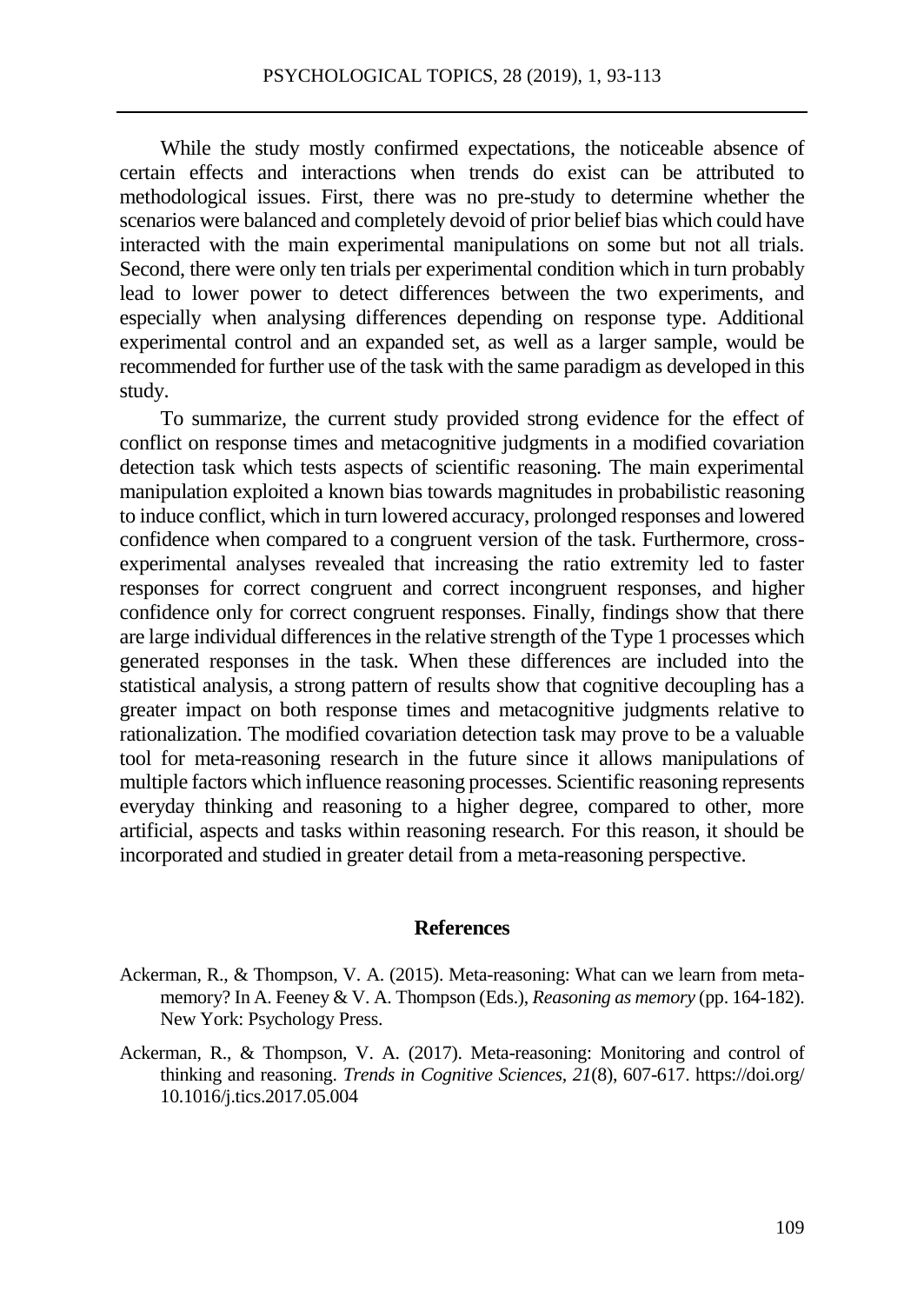While the study mostly confirmed expectations, the noticeable absence of certain effects and interactions when trends do exist can be attributed to methodological issues. First, there was no pre-study to determine whether the scenarios were balanced and completely devoid of prior belief bias which could have interacted with the main experimental manipulations on some but not all trials. Second, there were only ten trials per experimental condition which in turn probably lead to lower power to detect differences between the two experiments, and especially when analysing differences depending on response type. Additional experimental control and an expanded set, as well as a larger sample, would be recommended for further use of the task with the same paradigm as developed in this study.

To summarize, the current study provided strong evidence for the effect of conflict on response times and metacognitive judgments in a modified covariation detection task which tests aspects of scientific reasoning. The main experimental manipulation exploited a known bias towards magnitudes in probabilistic reasoning to induce conflict, which in turn lowered accuracy, prolonged responses and lowered confidence when compared to a congruent version of the task. Furthermore, cross-experimental analyses revealed that increasing the ratio extremity led to faster responses for correct congruent and correct incongruent responses, and higher confidence only for correct congruent responses. Finally, findings show that there are large individual differences in the relative strength of the Type 1 processes which generated responses in the task. When these differences are included into the statistical analysis, a strong pattern of results show that cognitive decoupling has a greater impact on both response times and metacognitive judgments relative to rationalization. The modified covariation detection task may prove to be a valuable tool for meta-reasoning research in the future since it allows manipulations of multiple factors which influence reasoning processes. Scientific reasoning represents everyday thinking and reasoning to a higher degree, compared to other, more artificial, aspects and tasks within reasoning research. For this reason, it should be incorporated and studied in greater detail from a meta-reasoning perspective.

## References

Ackerman, R., & Thompson, V. A. (2015). Meta-reasoning: What can we learn from meta-memory? In A. Feeney & V. A. Thompson (Eds.), *Reasoning as memory* (pp. 164-182). New York: Psychology Press.

Ackerman, R., & Thompson, V. A. (2017). Meta-reasoning: Monitoring and control of thinking and reasoning. *Trends in Cognitive Sciences*, *21*(8), 607-617. https://doi.org/10.1016/j.tics.2017.05.004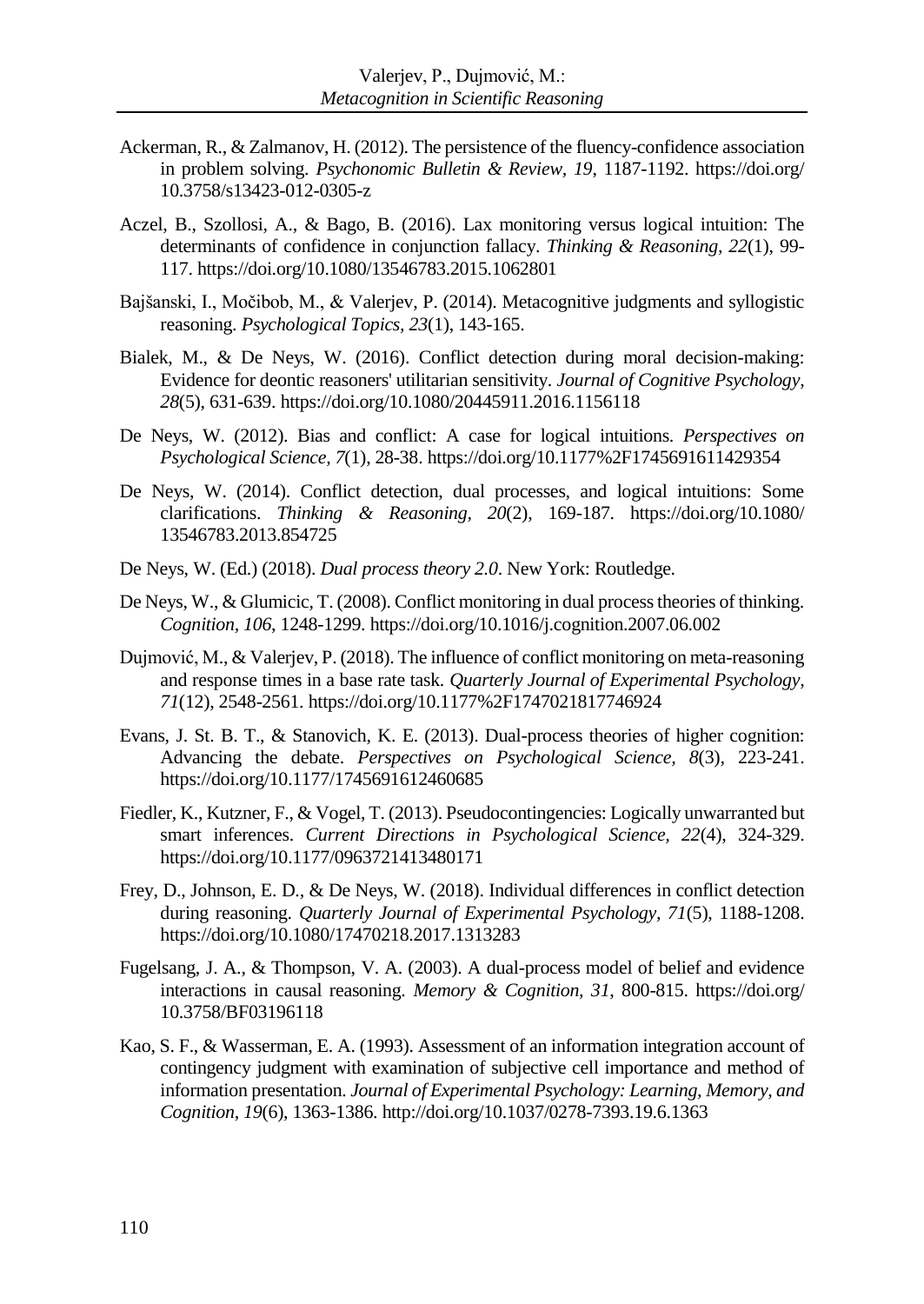Ackerman, R., & Zalmanov, H. (2012). The persistence of the fluency-confidence association in problem solving. *Psychonomic Bulletin & Review, 19*, 1187-1192. https://doi.org/10.3758/s13423-012-0305-z

Aczel, B., Szollosi, A., & Bago, B. (2016). Lax monitoring versus logical intuition: The determinants of confidence in conjunction fallacy. *Thinking & Reasoning, 22*(1), 99-117. https://doi.org/10.1080/13546783.2015.1062801

Bajšanski, I., Močibob, M., & Valerjev, P. (2014). Metacognitive judgments and syllogistic reasoning. *Psychological Topics, 23*(1), 143-165.

Bialek, M., & De Neys, W. (2016). Conflict detection during moral decision-making: Evidence for deontic reasoners' utilitarian sensitivity. *Journal of Cognitive Psychology, 28*(5), 631-639. https://doi.org/10.1080/20445911.2016.1156118

De Neys, W. (2012). Bias and conflict: A case for logical intuitions. *Perspectives on Psychological Science, 7*(1), 28-38. https://doi.org/10.1177%2F1745691611429354

De Neys, W. (2014). Conflict detection, dual processes, and logical intuitions: Some clarifications. *Thinking & Reasoning, 20*(2), 169-187. https://doi.org/10.1080/13546783.2013.854725

De Neys, W. (Ed.) (2018). *Dual process theory 2.0*. New York: Routledge.

De Neys, W., & Glumicic, T. (2008). Conflict monitoring in dual process theories of thinking. *Cognition, 106*, 1248-1299. https://doi.org/10.1016/j.cognition.2007.06.002

Dujmović, M., & Valerjev, P. (2018). The influence of conflict monitoring on meta-reasoning and response times in a base rate task. *Quarterly Journal of Experimental Psychology, 71*(12), 2548-2561. https://doi.org/10.1177%2F1747021817746924

Evans, J. St. B. T., & Stanovich, K. E. (2013). Dual-process theories of higher cognition: Advancing the debate. *Perspectives on Psychological Science, 8*(3), 223-241. https://doi.org/10.1177/1745691612460685

Fiedler, K., Kutzner, F., & Vogel, T. (2013). Pseudocontingencies: Logically unwarranted but smart inferences. *Current Directions in Psychological Science, 22*(4), 324-329. https://doi.org/10.1177/0963721413480171

Frey, D., Johnson, E. D., & De Neys, W. (2018). Individual differences in conflict detection during reasoning. *Quarterly Journal of Experimental Psychology, 71*(5), 1188-1208. https://doi.org/10.1080/17470218.2017.1313283

Fugelsang, J. A., & Thompson, V. A. (2003). A dual-process model of belief and evidence interactions in causal reasoning. *Memory & Cognition, 31*, 800-815. https://doi.org/10.3758/BF03196118

Kao, S. F., & Wasserman, E. A. (1993). Assessment of an information integration account of contingency judgment with examination of subjective cell importance and method of information presentation. *Journal of Experimental Psychology: Learning, Memory, and Cognition, 19*(6), 1363-1386. http://doi.org/10.1037/0278-7393.19.6.1363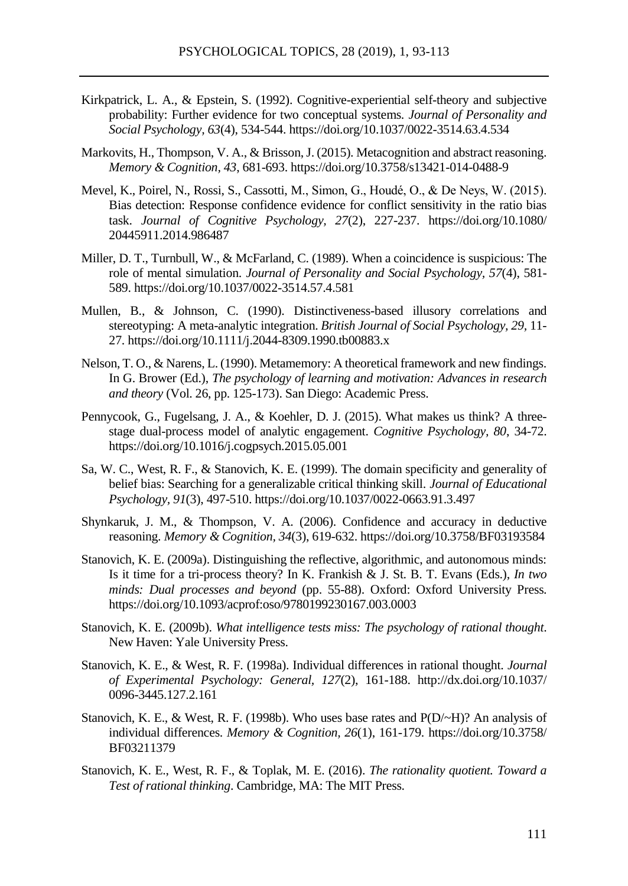Kirkpatrick, L. A., & Epstein, S. (1992). Cognitive-experiential self-theory and subjective probability: Further evidence for two conceptual systems. *Journal of Personality and Social Psychology, 63*(4), 534-544. https://doi.org/10.1037/0022-3514.63.4.534

Markovits, H., Thompson, V. A., & Brisson, J. (2015). Metacognition and abstract reasoning. *Memory & Cognition, 43*, 681-693. https://doi.org/10.3758/s13421-014-0488-9

Mevel, K., Poirel, N., Rossi, S., Cassotti, M., Simon, G., Houdé, O., & De Neys, W. (2015). Bias detection: Response confidence evidence for conflict sensitivity in the ratio bias task. *Journal of Cognitive Psychology, 27*(2), 227-237. https://doi.org/10.1080/20445911.2014.986487

Miller, D. T., Turnbull, W., & McFarland, C. (1989). When a coincidence is suspicious: The role of mental simulation. *Journal of Personality and Social Psychology, 57*(4), 581-589. https://doi.org/10.1037/0022-3514.57.4.581

Mullen, B., & Johnson, C. (1990). Distinctiveness-based illusory correlations and stereotyping: A meta-analytic integration. *British Journal of Social Psychology, 29*, 11-27. https://doi.org/10.1111/j.2044-8309.1990.tb00883.x

Nelson, T. O., & Narens, L. (1990). Metamemory: A theoretical framework and new findings. In G. Brower (Ed.), *The psychology of learning and motivation: Advances in research and theory* (Vol. 26, pp. 125-173). San Diego: Academic Press.

Pennycook, G., Fugelsang, J. A., & Koehler, D. J. (2015). What makes us think? A three-stage dual-process model of analytic engagement. *Cognitive Psychology, 80*, 34-72. https://doi.org/10.1016/j.cogpsych.2015.05.001

Sa, W. C., West, R. F., & Stanovich, K. E. (1999). The domain specificity and generality of belief bias: Searching for a generalizable critical thinking skill. *Journal of Educational Psychology, 91*(3), 497-510. https://doi.org/10.1037/0022-0663.91.3.497

Shynkaruk, J. M., & Thompson, V. A. (2006). Confidence and accuracy in deductive reasoning. *Memory & Cognition, 34*(3), 619-632. https://doi.org/10.3758/BF03193584

Stanovich, K. E. (2009a). Distinguishing the reflective, algorithmic, and autonomous minds: Is it time for a tri-process theory? In K. Frankish & J. St. B. T. Evans (Eds.), *In two minds: Dual processes and beyond* (pp. 55-88). Oxford: Oxford University Press. https://doi.org/10.1093/acprof:oso/9780199230167.003.0003

Stanovich, K. E. (2009b). *What intelligence tests miss: The psychology of rational thought*. New Haven: Yale University Press.

Stanovich, K. E., & West, R. F. (1998a). Individual differences in rational thought. *Journal of Experimental Psychology: General, 127*(2), 161-188. http://dx.doi.org/10.1037/0096-3445.127.2.161

Stanovich, K. E., & West, R. F. (1998b). Who uses base rates and P(D/~H)? An analysis of individual differences. *Memory & Cognition, 26*(1), 161-179. https://doi.org/10.3758/BF03211379

Stanovich, K. E., West, R. F., & Toplak, M. E. (2016). *The rationality quotient. Toward a Test of rational thinking*. Cambridge, MA: The MIT Press.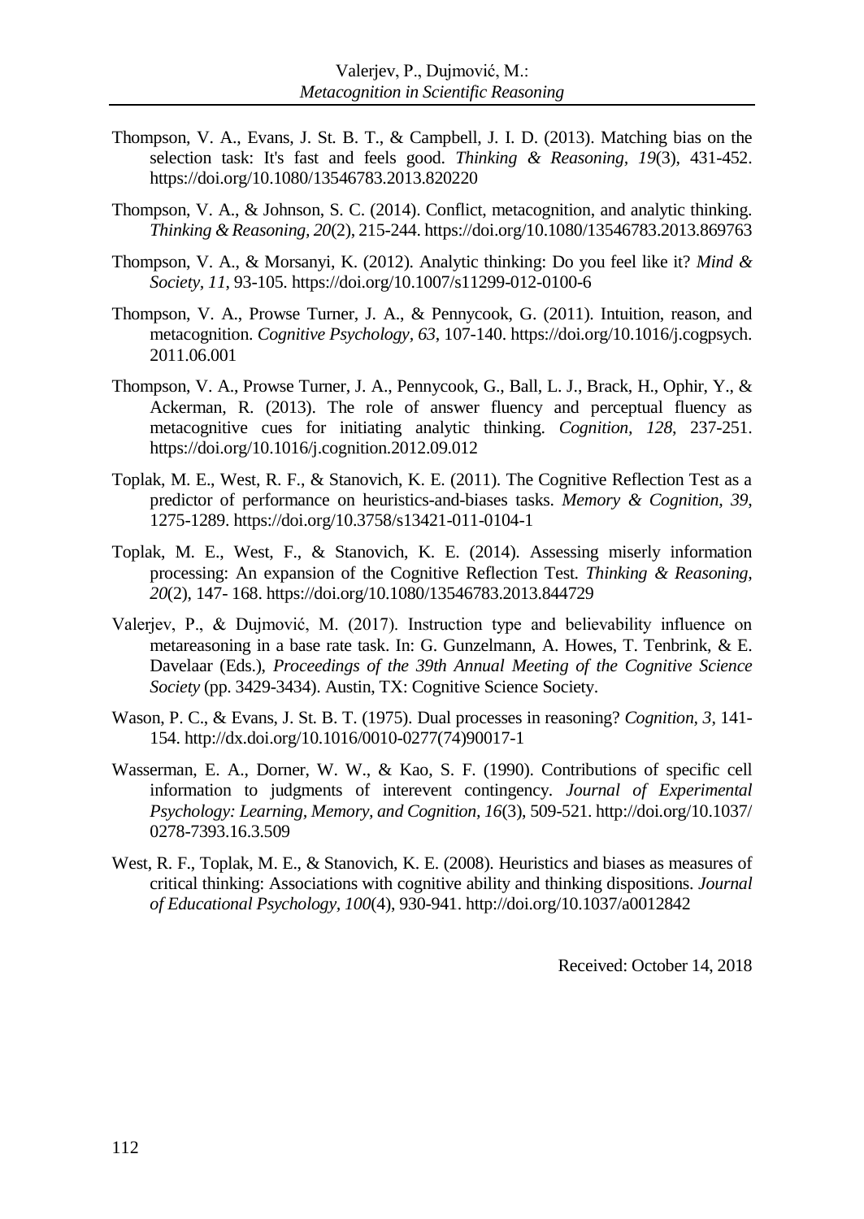Thompson, V. A., Evans, J. St. B. T., & Campbell, J. I. D. (2013). Matching bias on the selection task: It's fast and feels good. *Thinking & Reasoning, 19*(3), 431-452. https://doi.org/10.1080/13546783.2013.820220

Thompson, V. A., & Johnson, S. C. (2014). Conflict, metacognition, and analytic thinking. *Thinking & Reasoning, 20*(2), 215-244. https://doi.org/10.1080/13546783.2013.869763

Thompson, V. A., & Morsanyi, K. (2012). Analytic thinking: Do you feel like it? *Mind & Society, 11*, 93-105. https://doi.org/10.1007/s11299-012-0100-6

Thompson, V. A., Prowse Turner, J. A., & Pennycook, G. (2011). Intuition, reason, and metacognition. *Cognitive Psychology, 63*, 107-140. https://doi.org/10.1016/j.cogpsych.2011.06.001

Thompson, V. A., Prowse Turner, J. A., Pennycook, G., Ball, L. J., Brack, H., Ophir, Y., & Ackerman, R. (2013). The role of answer fluency and perceptual fluency as metacognitive cues for initiating analytic thinking. *Cognition, 128*, 237-251. https://doi.org/10.1016/j.cognition.2012.09.012

Toplak, M. E., West, R. F., & Stanovich, K. E. (2011). The Cognitive Reflection Test as a predictor of performance on heuristics-and-biases tasks. *Memory & Cognition, 39*, 1275-1289. https://doi.org/10.3758/s13421-011-0104-1

Toplak, M. E., West, F., & Stanovich, K. E. (2014). Assessing miserly information processing: An expansion of the Cognitive Reflection Test. *Thinking & Reasoning, 20*(2), 147- 168. https://doi.org/10.1080/13546783.2013.844729

Valerjev, P., & Dujmović, M. (2017). Instruction type and believability influence on metareasoning in a base rate task. In: G. Gunzelmann, A. Howes, T. Tenbrink, & E. Davelaar (Eds.), *Proceedings of the 39th Annual Meeting of the Cognitive Science Society* (pp. 3429-3434). Austin, TX: Cognitive Science Society.

Wason, P. C., & Evans, J. St. B. T. (1975). Dual processes in reasoning? *Cognition, 3*, 141-154. http://dx.doi.org/10.1016/0010-0277(74)90017-1

Wasserman, E. A., Dorner, W. W., & Kao, S. F. (1990). Contributions of specific cell information to judgments of interevent contingency. *Journal of Experimental Psychology: Learning, Memory, and Cognition, 16*(3), 509-521. http://doi.org/10.1037/0278-7393.16.3.509

West, R. F., Toplak, M. E., & Stanovich, K. E. (2008). Heuristics and biases as measures of critical thinking: Associations with cognitive ability and thinking dispositions. *Journal of Educational Psychology, 100*(4), 930-941. http://doi.org/10.1037/a0012842

Received: October 14, 2018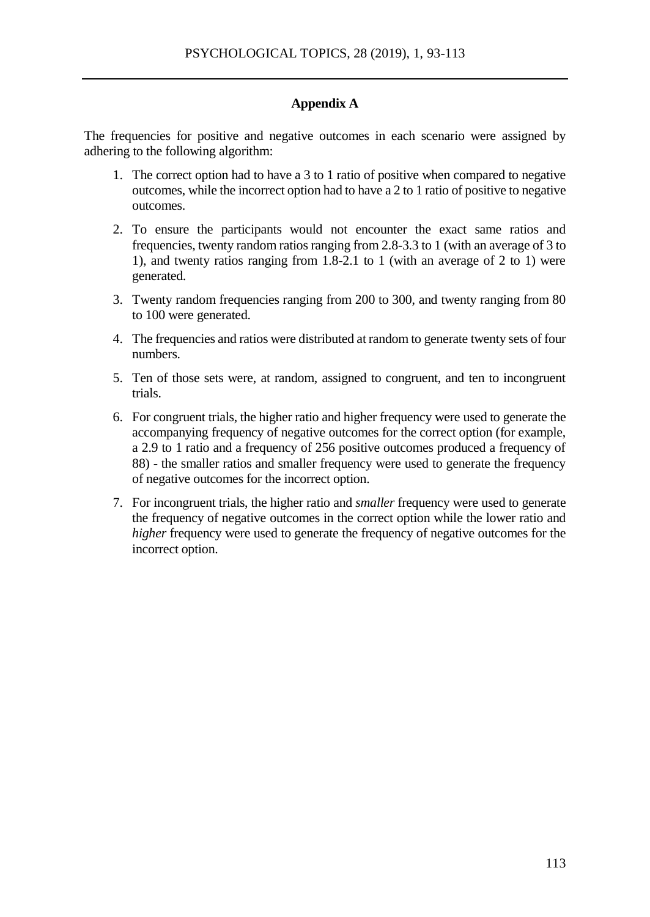## Appendix A

The frequencies for positive and negative outcomes in each scenario were assigned by adhering to the following algorithm:

1. The correct option had to have a 3 to 1 ratio of positive when compared to negative outcomes, while the incorrect option had to have a 2 to 1 ratio of positive to negative outcomes.
2. To ensure the participants would not encounter the exact same ratios and frequencies, twenty random ratios ranging from 2.8-3.3 to 1 (with an average of 3 to 1), and twenty ratios ranging from 1.8-2.1 to 1 (with an average of 2 to 1) were generated.
3. Twenty random frequencies ranging from 200 to 300, and twenty ranging from 80 to 100 were generated.
4. The frequencies and ratios were distributed at random to generate twenty sets of four numbers.
5. Ten of those sets were, at random, assigned to congruent, and ten to incongruent trials.
6. For congruent trials, the higher ratio and higher frequency were used to generate the accompanying frequency of negative outcomes for the correct option (for example, a 2.9 to 1 ratio and a frequency of 256 positive outcomes produced a frequency of 88) - the smaller ratios and smaller frequency were used to generate the frequency of negative outcomes for the incorrect option.
7. For incongruent trials, the higher ratio and *smaller* frequency were used to generate the frequency of negative outcomes in the correct option while the lower ratio and *higher* frequency were used to generate the frequency of negative outcomes for the incorrect option.